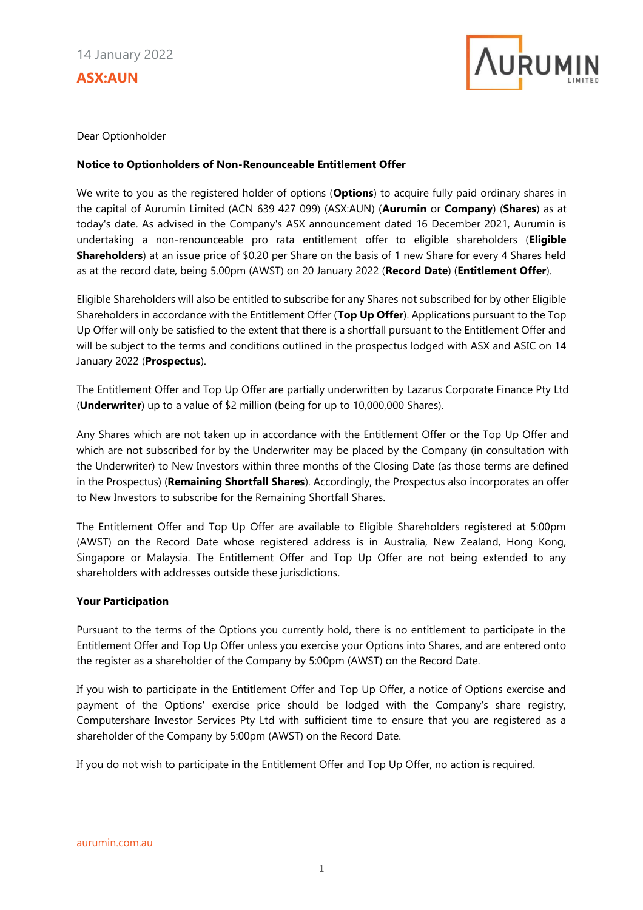14 January 2022

**ASX:AUN**

Dear Optionholder

**Notice to Optionholders of Non-Renounceable Entitlement Offer**

We write to you as the registered holder of options (**Options**) to acquire fully paid ordinary shares in the capital of Aurumin Limited (ACN 639 427 099) (ASX:AUN) (**Aurumin** or **Company**) (**Shares**) as at today's date. As advised in the Company's ASX announcement dated 16 December 2021, Aurumin is undertaking a non-renounceable pro rata entitlement offer to eligible shareholders (**Eligible Shareholders**) at an issue price of $0.20 per Share on the basis of 1 new Share for every 4 Shares held as at the record date, being 5.00pm (AWST) on 20 January 2022 (**Record Date**) (**Entitlement Offer**).

Eligible Shareholders will also be entitled to subscribe for any Shares not subscribed for by other Eligible Shareholders in accordance with the Entitlement Offer (**Top Up Offer**). Applications pursuant to the Top Up Offer will only be satisfied to the extent that there is a shortfall pursuant to the Entitlement Offer and will be subject to the terms and conditions outlined in the prospectus lodged with ASX and ASIC on 14 January 2022 (**Prospectus**).

The Entitlement Offer and Top Up Offer are partially underwritten by Lazarus Corporate Finance Pty Ltd (**Underwriter**) up to a value of $2 million (being for up to 10,000,000 Shares).

Any Shares which are not taken up in accordance with the Entitlement Offer or the Top Up Offer and which are not subscribed for by the Underwriter may be placed by the Company (in consultation with the Underwriter) to New Investors within three months of the Closing Date (as those terms are defined in the Prospectus) (**Remaining Shortfall Shares**). Accordingly, the Prospectus also incorporates an offer to New Investors to subscribe for the Remaining Shortfall Shares.

The Entitlement Offer and Top Up Offer are available to Eligible Shareholders registered at 5:00pm (AWST) on the Record Date whose registered address is in Australia, New Zealand, Hong Kong, Singapore or Malaysia. The Entitlement Offer and Top Up Offer are not being extended to any shareholders with addresses outside these jurisdictions.

**Your Participation**

Pursuant to the terms of the Options you currently hold, there is no entitlement to participate in the Entitlement Offer and Top Up Offer unless you exercise your Options into Shares, and are entered onto the register as a shareholder of the Company by 5:00pm (AWST) on the Record Date.

If you wish to participate in the Entitlement Offer and Top Up Offer, a notice of Options exercise and payment of the Options' exercise price should be lodged with the Company's share registry, Computershare Investor Services Pty Ltd with sufficient time to ensure that you are registered as a shareholder of the Company by 5:00pm (AWST) on the Record Date.

If you do not wish to participate in the Entitlement Offer and Top Up Offer, no action is required.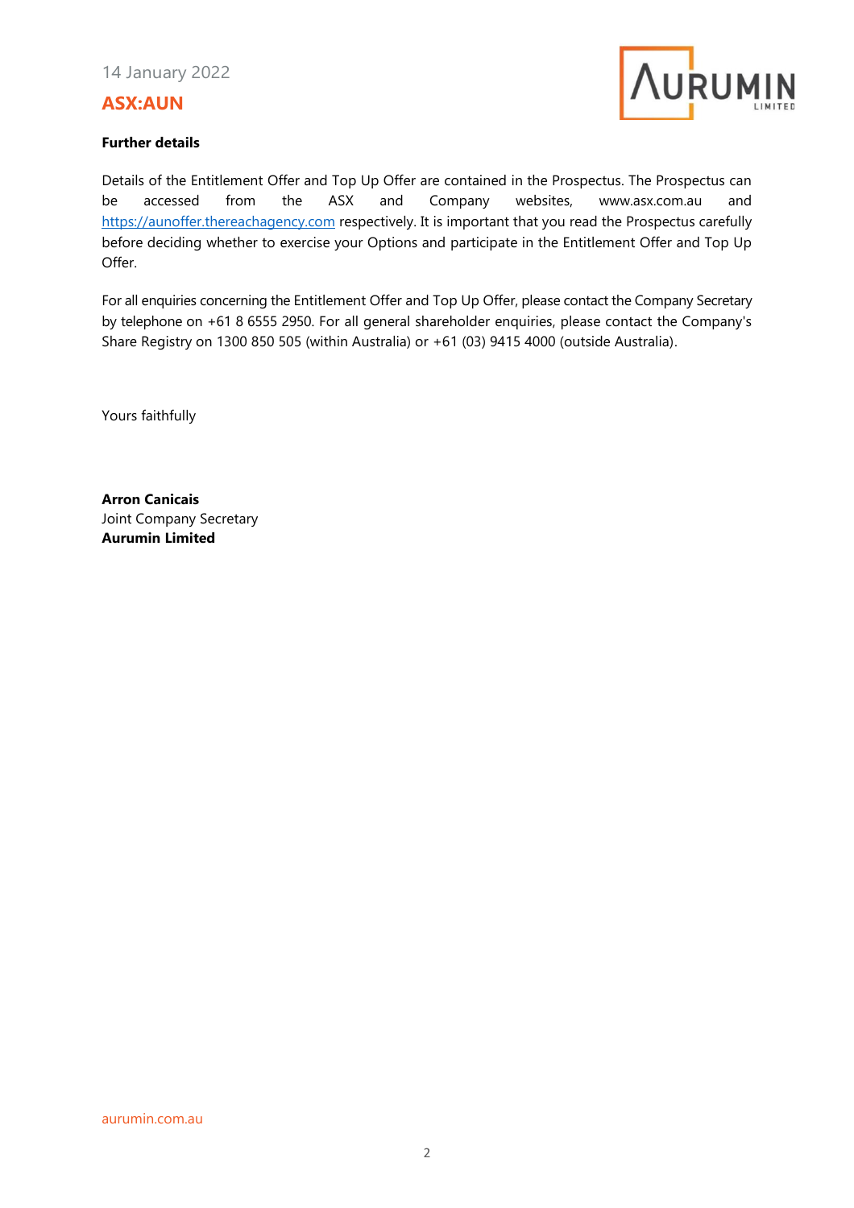**Further details**

Details of the Entitlement Offer and Top Up Offer are contained in the Prospectus. The Prospectus can be accessed from the ASX and Company websites, www.asx.com.au and https://aunoffer.thereachagency.com respectively. It is important that you read the Prospectus carefully before deciding whether to exercise your Options and participate in the Entitlement Offer and Top Up Offer.

For all enquiries concerning the Entitlement Offer and Top Up Offer, please contact the Company Secretary by telephone on +61 8 6555 2950. For all general shareholder enquiries, please contact the Company's Share Registry on 1300 850 505 (within Australia) or +61 (03) 9415 4000 (outside Australia).

Yours faithfully

**Arron Canicais**
Joint Company Secretary
**Aurumin Limited**